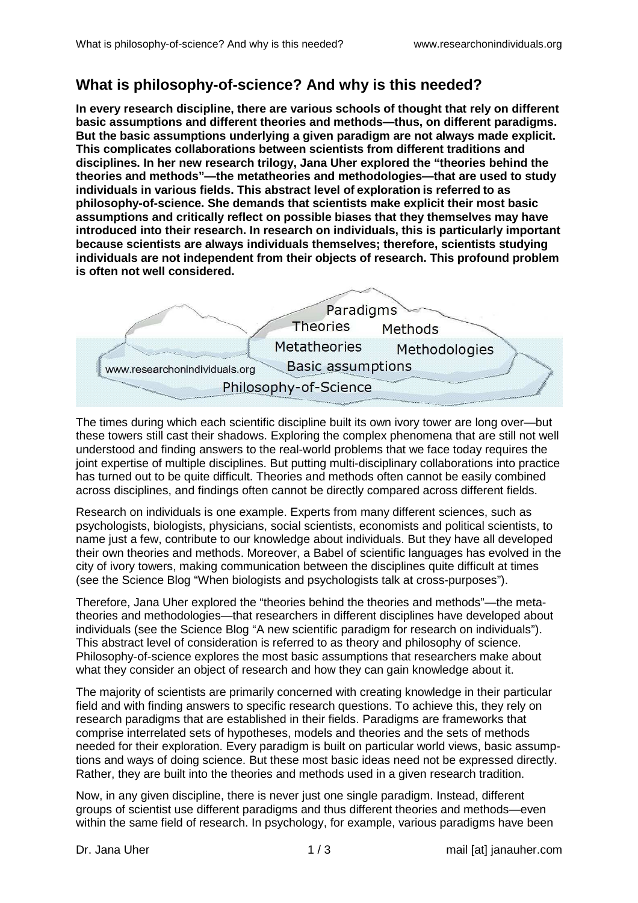## What is philosophy-of-science? And why is this needed?

**In every research discipline, there are various schools of thought that rely on different basic assumptions and different theories and methods—thus, on different paradigms. But the basic assumptions underlying a given paradigm are not always made explicit. This complicates collaborations between scientists from different traditions and disciplines. In her new research trilogy, Jana Uher explored the "theories behind the theories and methods"—the metatheories and methodologies—that are used to study individuals in various fields. This abstract level of exploration is referred to as philosophy-of-science. She demands that scientists make explicit their most basic assumptions and critically reflect on possible biases that they themselves may have introduced into their research. In research on individuals, this is particularly important because scientists are always individuals themselves; therefore, scientists studying individuals are not independent from their objects of research. This profound problem is often not well considered.**

Paradigms
Theories
Methods
Metatheories
Methodologies
Basic assumptions
www.researchonindividuals.org
Philosophy-of-Science

The times during which each scientific discipline built its own ivory tower are long over—but these towers still cast their shadows. Exploring the complex phenomena that are still not well understood and finding answers to the real-world problems that we face today requires the joint expertise of multiple disciplines. But putting multi-disciplinary collaborations into practice has turned out to be quite difficult. Theories and methods often cannot be easily combined across disciplines, and findings often cannot be directly compared across different fields.

Research on individuals is one example. Experts from many different sciences, such as psychologists, biologists, physicians, social scientists, economists and political scientists, to name just a few, contribute to our knowledge about individuals. But they have all developed their own theories and methods. Moreover, a Babel of scientific languages has evolved in the city of ivory towers, making communication between the disciplines quite difficult at times (see the Science Blog "When biologists and psychologists talk at cross-purposes").

Therefore, Jana Uher explored the "theories behind the theories and methods"—the meta-theories and methodologies—that researchers in different disciplines have developed about individuals (see the Science Blog "A new scientific paradigm for research on individuals"). This abstract level of consideration is referred to as theory and philosophy of science. Philosophy-of-science explores the most basic assumptions that researchers make about what they consider an object of research and how they can gain knowledge about it.

The majority of scientists are primarily concerned with creating knowledge in their particular field and with finding answers to specific research questions. To achieve this, they rely on research paradigms that are established in their fields. Paradigms are frameworks that comprise interrelated sets of hypotheses, models and theories and the sets of methods needed for their exploration. Every paradigm is built on particular world views, basic assumptions and ways of doing science. But these most basic ideas need not be expressed directly. Rather, they are built into the theories and methods used in a given research tradition.

Now, in any given discipline, there is never just one single paradigm. Instead, different groups of scientist use different paradigms and thus different theories and methods—even within the same field of research. In psychology, for example, various paradigms have been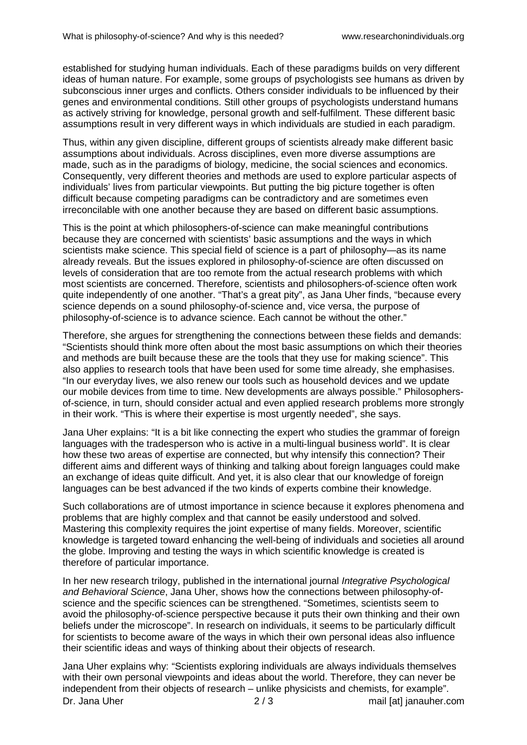established for studying human individuals. Each of these paradigms builds on very different ideas of human nature. For example, some groups of psychologists see humans as driven by subconscious inner urges and conflicts. Others consider individuals to be influenced by their genes and environmental conditions. Still other groups of psychologists understand humans as actively striving for knowledge, personal growth and self-fulfilment. These different basic assumptions result in very different ways in which individuals are studied in each paradigm.

Thus, within any given discipline, different groups of scientists already make different basic assumptions about individuals. Across disciplines, even more diverse assumptions are made, such as in the paradigms of biology, medicine, the social sciences and economics. Consequently, very different theories and methods are used to explore particular aspects of individuals' lives from particular viewpoints. But putting the big picture together is often difficult because competing paradigms can be contradictory and are sometimes even irreconcilable with one another because they are based on different basic assumptions.

This is the point at which philosophers-of-science can make meaningful contributions because they are concerned with scientists' basic assumptions and the ways in which scientists make science. This special field of science is a part of philosophy—as its name already reveals. But the issues explored in philosophy-of-science are often discussed on levels of consideration that are too remote from the actual research problems with which most scientists are concerned. Therefore, scientists and philosophers-of-science often work quite independently of one another. "That's a great pity", as Jana Uher finds, "because every science depends on a sound philosophy-of-science and, vice versa, the purpose of philosophy-of-science is to advance science. Each cannot be without the other."

Therefore, she argues for strengthening the connections between these fields and demands: "Scientists should think more often about the most basic assumptions on which their theories and methods are built because these are the tools that they use for making science". This also applies to research tools that have been used for some time already, she emphasises. "In our everyday lives, we also renew our tools such as household devices and we update our mobile devices from time to time. New developments are always possible." Philosophers-of-science, in turn, should consider actual and even applied research problems more strongly in their work. "This is where their expertise is most urgently needed", she says.

Jana Uher explains: "It is a bit like connecting the expert who studies the grammar of foreign languages with the tradesperson who is active in a multi-lingual business world". It is clear how these two areas of expertise are connected, but why intensify this connection? Their different aims and different ways of thinking and talking about foreign languages could make an exchange of ideas quite difficult. And yet, it is also clear that our knowledge of foreign languages can be best advanced if the two kinds of experts combine their knowledge.

Such collaborations are of utmost importance in science because it explores phenomena and problems that are highly complex and that cannot be easily understood and solved. Mastering this complexity requires the joint expertise of many fields. Moreover, scientific knowledge is targeted toward enhancing the well-being of individuals and societies all around the globe. Improving and testing the ways in which scientific knowledge is created is therefore of particular importance.

In her new research trilogy, published in the international journal *Integrative Psychological and Behavioral Science*, Jana Uher, shows how the connections between philosophy-of-science and the specific sciences can be strengthened. "Sometimes, scientists seem to avoid the philosophy-of-science perspective because it puts their own thinking and their own beliefs under the microscope". In research on individuals, it seems to be particularly difficult for scientists to become aware of the ways in which their own personal ideas also influence their scientific ideas and ways of thinking about their objects of research.

Jana Uher explains why: "Scientists exploring individuals are always individuals themselves with their own personal viewpoints and ideas about the world. Therefore, they can never be independent from their objects of research – unlike physicists and chemists, for example".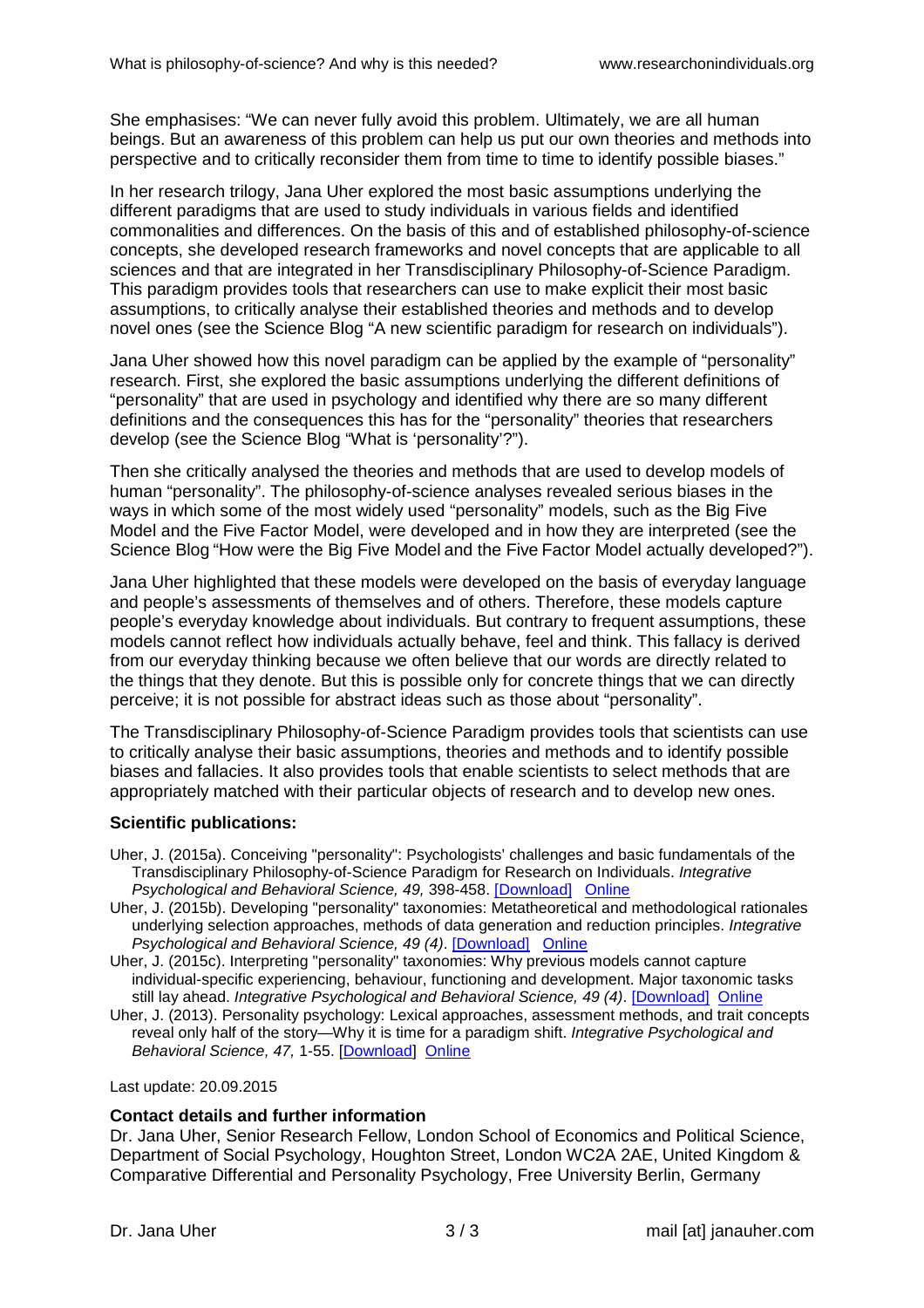She emphasises: "We can never fully avoid this problem. Ultimately, we are all human beings. But an awareness of this problem can help us put our own theories and methods into perspective and to critically reconsider them from time to time to identify possible biases."

In her research trilogy, Jana Uher explored the most basic assumptions underlying the different paradigms that are used to study individuals in various fields and identified commonalities and differences. On the basis of this and of established philosophy-of-science concepts, she developed research frameworks and novel concepts that are applicable to all sciences and that are integrated in her Transdisciplinary Philosophy-of-Science Paradigm. This paradigm provides tools that researchers can use to make explicit their most basic assumptions, to critically analyse their established theories and methods and to develop novel ones (see the Science Blog "A new scientific paradigm for research on individuals").

Jana Uher showed how this novel paradigm can be applied by the example of "personality" research. First, she explored the basic assumptions underlying the different definitions of "personality" that are used in psychology and identified why there are so many different definitions and the consequences this has for the "personality" theories that researchers develop (see the Science Blog "What is 'personality'?").

Then she critically analysed the theories and methods that are used to develop models of human "personality". The philosophy-of-science analyses revealed serious biases in the ways in which some of the most widely used "personality" models, such as the Big Five Model and the Five Factor Model, were developed and in how they are interpreted (see the Science Blog "How were the Big Five Model and the Five Factor Model actually developed?").

Jana Uher highlighted that these models were developed on the basis of everyday language and people's assessments of themselves and of others. Therefore, these models capture people's everyday knowledge about individuals. But contrary to frequent assumptions, these models cannot reflect how individuals actually behave, feel and think. This fallacy is derived from our everyday thinking because we often believe that our words are directly related to the things that they denote. But this is possible only for concrete things that we can directly perceive; it is not possible for abstract ideas such as those about "personality".

The Transdisciplinary Philosophy-of-Science Paradigm provides tools that scientists can use to critically analyse their basic assumptions, theories and methods and to identify possible biases and fallacies. It also provides tools that enable scientists to select methods that are appropriately matched with their particular objects of research and to develop new ones.

**Scientific publications:**

Uher, J. (2015a). Conceiving "personality": Psychologists' challenges and basic fundamentals of the Transdisciplinary Philosophy-of-Science Paradigm for Research on Individuals. *Integrative Psychological and Behavioral Science, 49,* 398-458. [Download] Online

Uher, J. (2015b). Developing "personality" taxonomies: Metatheoretical and methodological rationales underlying selection approaches, methods of data generation and reduction principles. *Integrative Psychological and Behavioral Science, 49 (4)*. [Download] Online

Uher, J. (2015c). Interpreting "personality" taxonomies: Why previous models cannot capture individual-specific experiencing, behaviour, functioning and development. Major taxonomic tasks still lay ahead. *Integrative Psychological and Behavioral Science, 49 (4)*. [Download] Online

Uher, J. (2013). Personality psychology: Lexical approaches, assessment methods, and trait concepts reveal only half of the story—Why it is time for a paradigm shift. *Integrative Psychological and Behavioral Science, 47,* 1-55. [Download] Online

Last update: 20.09.2015

**Contact details and further information**

Dr. Jana Uher, Senior Research Fellow, London School of Economics and Political Science, Department of Social Psychology, Houghton Street, London WC2A 2AE, United Kingdom & Comparative Differential and Personality Psychology, Free University Berlin, Germany